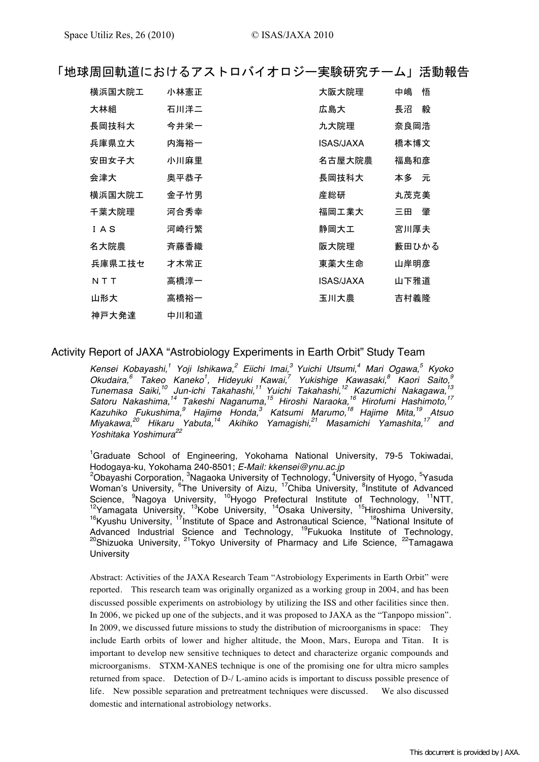# 「地球周回軌道におけるアストロバイオロジー実験研究チーム」活動報告

| | | | |
|---|---|---|---|
| 横浜国大院工 | 小林憲正 | 大阪大院理 | 中嶋　悟 |
| 大林組 | 石川洋二 | 広島大 | 長沼　毅 |
| 長岡技科大 | 今井栄一 | 九大院理 | 奈良岡浩 |
| 兵庫県立大 | 内海裕一 | ISAS/JAXA | 橋本博文 |
| 安田女子大 | 小川麻里 | 名古屋大院農 | 福島和彦 |
| 会津大 | 奥平恭子 | 長岡技科大 | 本多　元 |
| 横浜国大院工 | 金子竹男 | 産総研 | 丸茂克美 |
| 千葉大院理 | 河合秀幸 | 福岡工業大 | 三田　肇 |
| ＩＡＳ | 河崎行繁 | 静岡大工 | 宮川厚夫 |
| 名大院農 | 斉藤香織 | 阪大院理 | 薮田ひかる |
| 兵庫県工技セ | 才木常正 | 東薬大生命 | 山岸明彦 |
| ＮＴＴ | 高橋淳一 | ISAS/JAXA | 山下雅道 |
| 山形大 | 高橋裕一 | 玉川大農 | 吉村義隆 |
| 神戸大発達 | 中川和道 | | |

## Activity Report of JAXA "Astrobiology Experiments in Earth Orbit" Study Team

*Kensei Kobayashi,[1] Yoji Ishikawa,[2] Eiichi Imai,[3] Yuichi Utsumi,[4] Mari Ogawa,[5] Kyoko Okudaira,[6] Takeo Kaneko[1], Hideyuki Kawai,[7] Yukishige Kawasaki,[8] Kaori Saito,[9] Tunemasa Saiki,[10] Jun-ichi Takahashi,[11] Yuichi Takahashi,[12] Kazumichi Nakagawa,[13] Satoru Nakashima,[14] Takeshi Naganuma,[15] Hiroshi Naraoka,[16] Hirofumi Hashimoto,[17] Kazuhiko Fukushima,[9] Hajime Honda,[3] Katsumi Marumo,[18] Hajime Mita,[19] Atsuo Miyakawa,[20] Hikaru Yabuta,[14] Akihiko Yamagishi,[21] Masamichi Yamashita,[17] and Yoshitaka Yoshimura[22]*

[1]Graduate School of Engineering, Yokohama National University, 79-5 Tokiwadai, Hodogaya-ku, Yokohama 240-8501; *E-Mail: kkensei@ynu.ac.jp*
[2]Obayashi Corporation, [3]Nagaoka University of Technology, [4]University of Hyogo, [5]Yasuda Woman's University, [6]The University of Aizu, [17]Chiba University, [8]Institute of Advanced Science, [9]Nagoya University, [10]Hyogo Prefectural Institute of Technology, [11]NTT, [12]Yamagata University, [13]Kobe University, [14]Osaka University, [15]Hiroshima University, [16]Kyushu University, [17]Institute of Space and Astronautical Science, [18]National Insitute of Advanced Industrial Science and Technology, [19]Fukuoka Institute of Technology, [20]Shizuoka University, [21]Tokyo University of Pharmacy and Life Science, [22]Tamagawa University

Abstract: Activities of the JAXA Research Team "Astrobiology Experiments in Earth Orbit" were reported. This research team was originally organized as a working group in 2004, and has been discussed possible experiments on astrobiology by utilizing the ISS and other facilities since then. In 2006, we picked up one of the subjects, and it was proposed to JAXA as the "Tanpopo mission". In 2009, we discussed future missions to study the distribution of microorganisms in space: They include Earth orbits of lower and higher altitude, the Moon, Mars, Europa and Titan. It is important to develop new sensitive techniques to detect and characterize organic compounds and microorganisms. STXM-XANES technique is one of the promising one for ultra micro samples returned from space. Detection of D-/ L-amino acids is important to discuss possible presence of life. New possible separation and pretreatment techniques were discussed. We also discussed domestic and international astrobiology networks.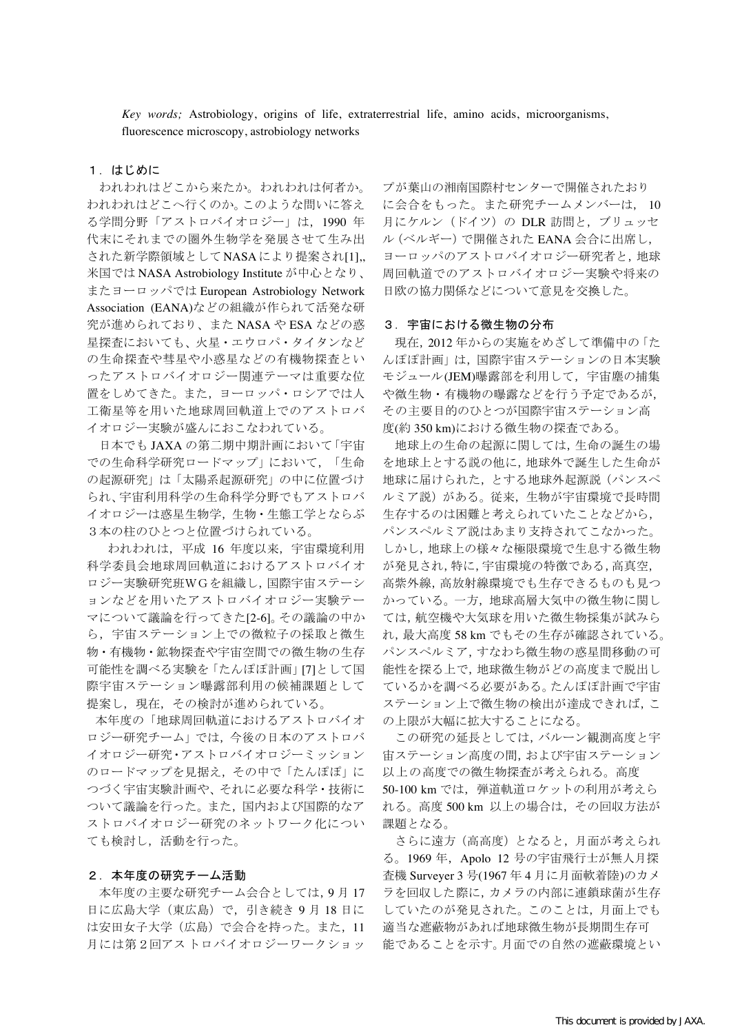*Key words;* Astrobiology, origins of life, extraterrestrial life, amino acids, microorganisms, fluorescence microscopy, astrobiology networks

## １．はじめに

われわれはどこから来たか。われわれは何者か。われわれはどこへ行くのか。このような問いに答える学問分野「アストロバイオロジー」は，1990 年代末にそれまでの圏外生物学を発展させて生み出された新学際領域としてNASAにより提案され[1],, 米国ではNASA Astrobiology Instituteが中心となり、またヨーロッパではEuropean Astrobiology Network Association (EANA)などの組織が作られて活発な研究が進められており、またNASAやESAなどの惑星探査においても、火星・エウロパ・タイタンなどの生命探査や彗星や小惑星などの有機物探査といったアストロバイオロジー関連テーマは重要な位置をしめてきた。また，ヨーロッパ・ロシアでは人工衛星等を用いた地球周回軌道上でのアストロバイオロジー実験が盛んにおこなわれている。

日本でもJAXAの第二期中期計画において「宇宙での生命科学研究ロードマップ」において，「生命の起源研究」は「太陽系起源研究」の中に位置づけられ、宇宙利用科学の生命科学分野でもアストロバイオロジーは惑星生物学，生物・生態工学とならぶ３本の柱のひとつと位置づけられている。

われわれは，平成 16 年度以来，宇宙環境利用科学委員会地球周回軌道におけるアストロバイオロジー実験研究班WGを組織し，国際宇宙ステーションなどを用いたアストロバイオロジー実験テーマについて議論を行ってきた[2-6]。その議論の中から，宇宙ステーション上での微粒子の採取と微生物・有機物・鉱物探査や宇宙空間での微生物の生存可能性を調べる実験を「たんぽぽ計画」[7]として国際宇宙ステーション曝露部利用の候補課題として提案し，現在，その検討が進められている。

本年度の「地球周回軌道におけるアストロバイオロジー研究チーム」では，今後の日本のアストロバイオロジー研究・アストロバイオロジーミッションのロードマップを見据え，その中で「たんぽぽ」につづく宇宙実験計画や、それに必要な科学・技術について議論を行った。また，国内および国際的なアストロバイオロジー研究のネットワーク化についても検討し，活動を行った。

## ２．本年度の研究チーム活動

本年度の主要な研究チーム会合としては，9 月 17 日に広島大学（東広島）で，引き続き 9 月 18 日には安田女子大学（広島）で会合を持った。また，11 月には第２回アストロバイオロジーワークショップが葉山の湘南国際村センターで開催されたおりに会合をもった。また研究チームメンバーは， 10 月にケルン（ドイツ）の DLR 訪問と，ブリュッセル (ベルギー) で開催された EANA 会合に出席し，ヨーロッパのアストロバイオロジー研究者と，地球周回軌道でのアストロバイオロジー実験や将来の日欧の協力関係などについて意見を交換した。

## ３．宇宙における微生物の分布

現在, 2012 年からの実施をめざして準備中の「たんぽぽ計画」は，国際宇宙ステーションの日本実験モジュール(JEM)曝露部を利用して，宇宙塵の捕集や微生物・有機物の曝露などを行う予定であるが，その主要目的のひとつが国際宇宙ステーション高度(約 350 km)における微生物の探査である。

地球上の生命の起源に関しては, 生命の誕生の場を地球上とする説の他に, 地球外で誕生した生命が地球に届けられた，とする地球外起源説（パンスペルミア説）がある。従来，生物が宇宙環境で長時間生存するのは困難と考えられていたことなどから，パンスペルミア説はあまり支持されてこなかった。しかし, 地球上の様々な極限環境で生息する微生物が発見され, 特に，宇宙環境の特徴である, 高真空，高紫外線，高放射線環境でも生存できるものも見つかっている。一方，地球高層大気中の微生物に関しては, 航空機や大気球を用いた微生物採集が試みられ, 最大高度 58 km でもその生存が確認されている。パンスペルミア, すなわち微生物の惑星間移動の可能性を探る上で, 地球微生物がどの高度まで脱出しているかを調べる必要がある。たんぽぽ計画で宇宙ステーション上で微生物の検出が達成できれば，この上限が大幅に拡大することになる。

この研究の延長としては，バルーン観測高度と宇宙ステーション高度の間, および宇宙ステーション以上の高度での微生物探査が考えられる。高度 50-100 km では，弾道軌道ロケットの利用が考えられる。高度 500 km 以上の場合は，その回収方法が課題となる。

さらに遠方（高高度）となると，月面が考えられる。1969 年，Apolo 12 号の宇宙飛行士が無人月探査機 Surveyer 3 号(1967 年 4 月に月面軟着陸)のカメラを回収した際に，カメラの内部に連鎖球菌が生存していたのが発見された。このことは，月面上でも適当な遮蔽物があれば地球微生物が長期間生存可能であることを示す。月面での自然の遮蔽環境とい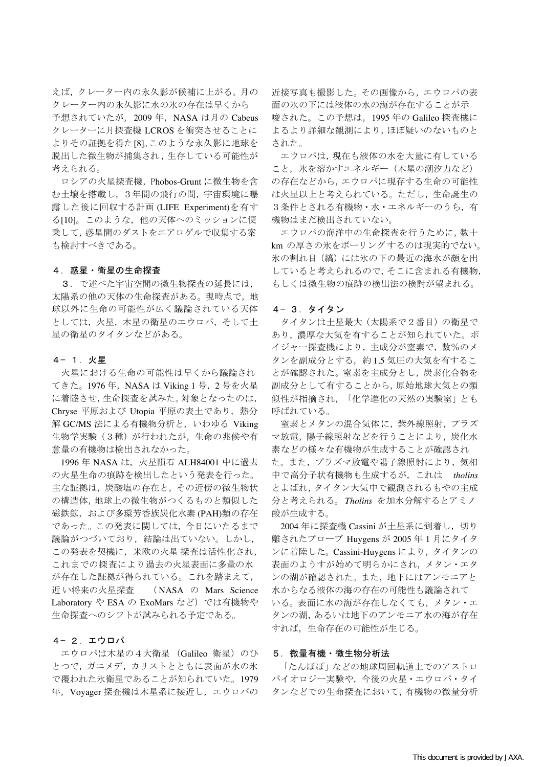えば，クレーター内の永久影が候補に上がる。月のクレーター内の永久影に水の氷の存在は早くから予想されていたが，2009 年，NASA は月の Cabeus クレーターに月探査機 LCROS を衝突させることによりその証拠を得た[8]。このような永久影に地球を脱出した微生物が捕集され，生存している可能性が考えられる。

ロシアの火星探査機，Phobos-Grunt に微生物を含む土壌を搭載し，３年間の飛行の間，宇宙環境に曝露した後に回収する計画 (LIFE Experiment)を有する[10]。このような，他の天体へのミッションに便乗して，惑星間のダストをエアロゲルで収集する案も検討すべきである。

## ４．惑星・衛星の生命探査

３．で述べた宇宙空間の微生物探査の延長には，太陽系の他の天体の生命探査がある。現時点で，地球以外に生命の可能性が広く議論されている天体としては，火星，木星の衛星のエウロパ，そして土星の衛星のタイタンなどがある。

### ４－１．火星

火星における生命の可能性は早くから議論されてきた。1976 年，NASA は Viking 1 号，2 号を火星に着陸させ，生命探査を試みた。対象となったのは，Chryse 平原および Utopia 平原の表土であり，熱分解 GC/MS 法による有機物分析と，いわゆる Viking 生物学実験（３種）が行われたが，生命の兆候や有意量の有機物は検出されなかった。

1996 年 NASA は，火星隕石 ALH84001 中に過去の火星生命の痕跡を検出したという発表を行った。主な証拠は，炭酸塩の存在と，その近傍の微生物状の構造体，地球上の微生物がつくるものと類似した磁鉄鉱，および多環芳香族炭化水素 (PAH)類の存在であった。この発表に関しては，今日にいたるまで議論がつづいており，結論は出ていない。しかし，この発表を契機に，米欧の火星 探査は活性化され，これまでの探査により過去の火星表面に多量の水が存在した証拠が得られている。これを踏まえて，近い将来の火星探査 （NASA の Mars Science Laboratory や ESA の ExoMars など）では有機物や生命探査へのシフトが試みられる予定である。

### ４－２．エウロパ

エウロパは木星の４大衛星 (Galileo 衛星）のひとつで，ガニメデ，カリストとともに表面が水の氷で覆われた氷衛星であることが知られていた。1979 年，Voyager 探査機は木星系に接近し，エウロパの近接写真も撮影した。その画像から，エウロパの表面の氷の下には液体の水の海が存在することが示唆された。この予想は，1995 年の Galileo 探査機によるより詳細な観測により，ほぼ疑いのないものとされた。

エウロパは，現在も液体の水を大量に有していること，氷を溶かすエネルギー（木星の潮汐力など）の存在などから，エウロパに現存する生命の可能性は火星以上と考えられている。ただし，生命誕生の３条件とされる有機物・水・エネルギーのうち，有機物はまだ検出されていない。

エウロパの海洋中の生命探査を行うために，数十 km の厚さの氷をボーリングするのは現実的でない。氷の割れ目（縞）には氷の下の最近の海水が顔を出していると考えられるので，そこに含まれる有機物，もしくは微生物の痕跡の検出法の検討が望まれる。

### ４－３．タイタン

タイタンは土星最大（太陽系で２番目）の衛星であり，濃厚な大気を有することが知られていた。ボイジャー探査機により，主成分が窒素で，数%のメタンを副成分とする，約 1.5 気圧の大気を有することが確認された。窒素を主成分とし，炭素化合物を副成分として有することから，原始地球大気との類似性が指摘され，「化学進化の天然の実験室」とも呼ばれている。

窒素とメタンの混合気体に，紫外線照射，プラズマ放電，陽子線照射などを行うことにより，炭化水素などの様々な有機物が生成することが確認された。また，プラズマ放電や陽子線照射により，気相中で高分子状有機物も生成するが，これは *tholins* とよばれ，タイタン大気中で観測されるもやの主成分と考えられる。*Tholins* を加水分解するとアミノ酸が生成する。

2004 年に探査機 Cassini が土星系に到着し，切り離されたプローブ Huygens が 2005 年 1 月にタイタンに着陸した。Cassini-Huygens により，タイタンの表面のようすが始めて明らかにされ，メタン・エタンの湖が確認された。また，地下にはアンモニアと水からなる液体の海の存在の可能性も議論されている。表面に水の海が存在しなくても，メタン・エタンの湖，あるいは地下のアンモニア水の海が存在すれば，生命存在の可能性が生じる。

## ５．微量有機・微生物分析法

「たんぽぽ」などの地球周回軌道上でのアストロバイオロジー実験や，今後の火星・エウロパ・タイタンなどでの生命探査において，有機物の微量分析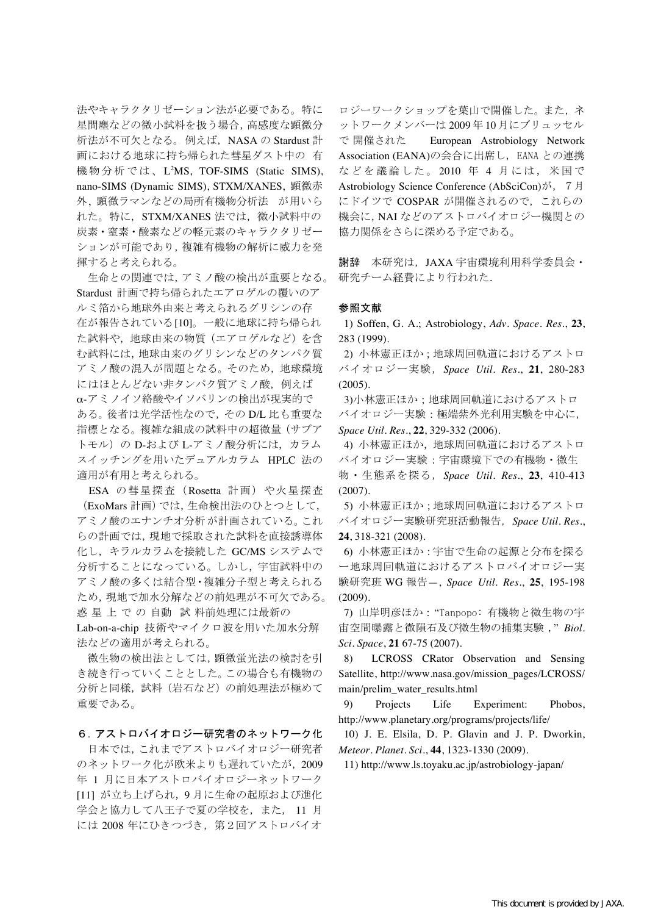法やキャラクタリゼーション法が必要である。特に星間塵などの微小試料を扱う場合，高感度な顕微分析法が不可欠となる。例えば，NASA の Stardust 計画における地球に持ち帰られた彗星ダスト中の 有機物分析では、$L^2$MS, TOF-SIMS (Static SIMS), nano-SIMS (Dynamic SIMS), STXM/XANES, 顕微赤外，顕微ラマンなどの局所有機物分析法 が用いられた。特に，STXM/XANES 法では，微小試料中の炭素・窒素・酸素などの軽元素のキャラクタリゼーションが可能であり，複雑有機物の解析に威力を発揮すると考えられる。

生命との関連では，アミノ酸の検出が重要となる。Stardust 計画で持ち帰られたエアロゲルの覆いのアルミ箔から地球外由来と考えられるグリシンの存在が報告されている[10]。一般に地球に持ち帰られた試料や，地球由来の物質（エアロゲルなど）を含む試料には，地球由来のグリシンなどのタンパク質アミノ酸の混入が問題となる。そのため，地球環境にはほとんどない非タンパク質アミノ酸，例えば α-アミノイソ絡酸やイソバリンの検出が現実的である。後者は光学活性なので，その D/L 比も重要な指標となる。複雑な組成の試料中の超微量（サブアトモル）の D-および L-アミノ酸分析には，カラムスイッチングを用いたデュアルカラム HPLC 法の適用が有用と考えられる。

ESA の彗星探査（Rosetta 計画）や火星探査（ExoMars 計画）では，生命検出法のひとつとして，アミノ酸のエナンチオ分析が計画されている。これらの計画では，現地で採取された試料を直接誘導体化し，キラルカラムを接続した GC/MS システムで分析することになっている。しかし，宇宙試料中のアミノ酸の多くは結合型・複雑分子型と考えられるため，現地で加水分解などの前処理が不可欠である。惑星上での自動試料前処理には最新の Lab-on-a-chip 技術やマイクロ波を用いた加水分解法などの適用が考えられる。

微生物の検出法としては，顕微蛍光法の検討を引き続き行っていくこととした。この場合も有機物の分析と同様，試料（岩石など）の前処理法が極めて重要である。

## 6．アストロバイオロジー研究者のネットワーク化

日本では，これまでアストロバイオロジー研究者のネットワーク化が欧米よりも遅れていたが，2009 年 1 月に日本アストロバイオロジーネットワーク[11] が立ち上げられ，9 月に生命の起原および進化学会と協力して八王子で夏の学校を，また， 11 月には 2008 年にひきつづき，第 2 回アストロバイオロジーワークショップを葉山で開催した。また，ネットワークメンバーは 2009 年 10 月にブリュッセルで開催された European Astrobiology Network Association (EANA)の会合に出席し，EANA との連携などを議論した。2010 年 4 月には，米国で Astrobiology Science Conference (AbSciCon)が， 7 月にドイツで COSPAR が開催されるので，これらの機会に，NAI などのアストロバイオロジー機関との協力関係をさらに深める予定である。

**謝辞** 本研究は，JAXA 宇宙環境利用科学委員会・研究チーム経費により行われた.

## 参照文献

1) Soffen, G. A.; Astrobiology, *Adv. Space. Res.*, **23**, 283 (1999).

2) 小林憲正ほか ; 地球周回軌道におけるアストロバイオロジー実験，*Space Util. Res.*, **21**, 280-283 (2005).

3)小林憲正ほか ; 地球周回軌道におけるアストロバイオロジー実験：極端紫外光利用実験を中心に，*Space Util. Res.*, **22**, 329-332 (2006).

4) 小林憲正ほか，地球周回軌道におけるアストロバイオロジー実験：宇宙環境下での有機物・微生物・生態系を探る，*Space Util. Res.*, **23**, 410-413 (2007).

5) 小林憲正ほか ; 地球周回軌道におけるアストロバイオロジー実験研究班活動報告，*Space Util. Res.*, **24**, 318-321 (2008).

6) 小林憲正ほか : 宇宙で生命の起源と分布を探る ―地球周回軌道におけるアストロバイオロジー実験研究班 WG 報告―，*Space Util. Res.*, **25**, 195-198 (2009).

7) 山岸明彦ほか : "Tanpopo: 有機物と微生物の宇宙空間曝露と微隕石及び微生物の捕集実験 ," *Biol. Sci. Space*, **21** 67-75 (2007).

8) LCROSS CRator Observation and Sensing Satellite, http://www.nasa.gov/mission_pages/LCROSS/main/prelim_water_results.html

9) Projects Life Experiment: Phobos, http://www.planetary.org/programs/projects/life/

10) J. E. Elsila, D. P. Glavin and J. P. Dworkin, *Meteor. Planet. Sci.*, **44**, 1323-1330 (2009).

11) http://www.ls.toyaku.ac.jp/astrobiology-japan/